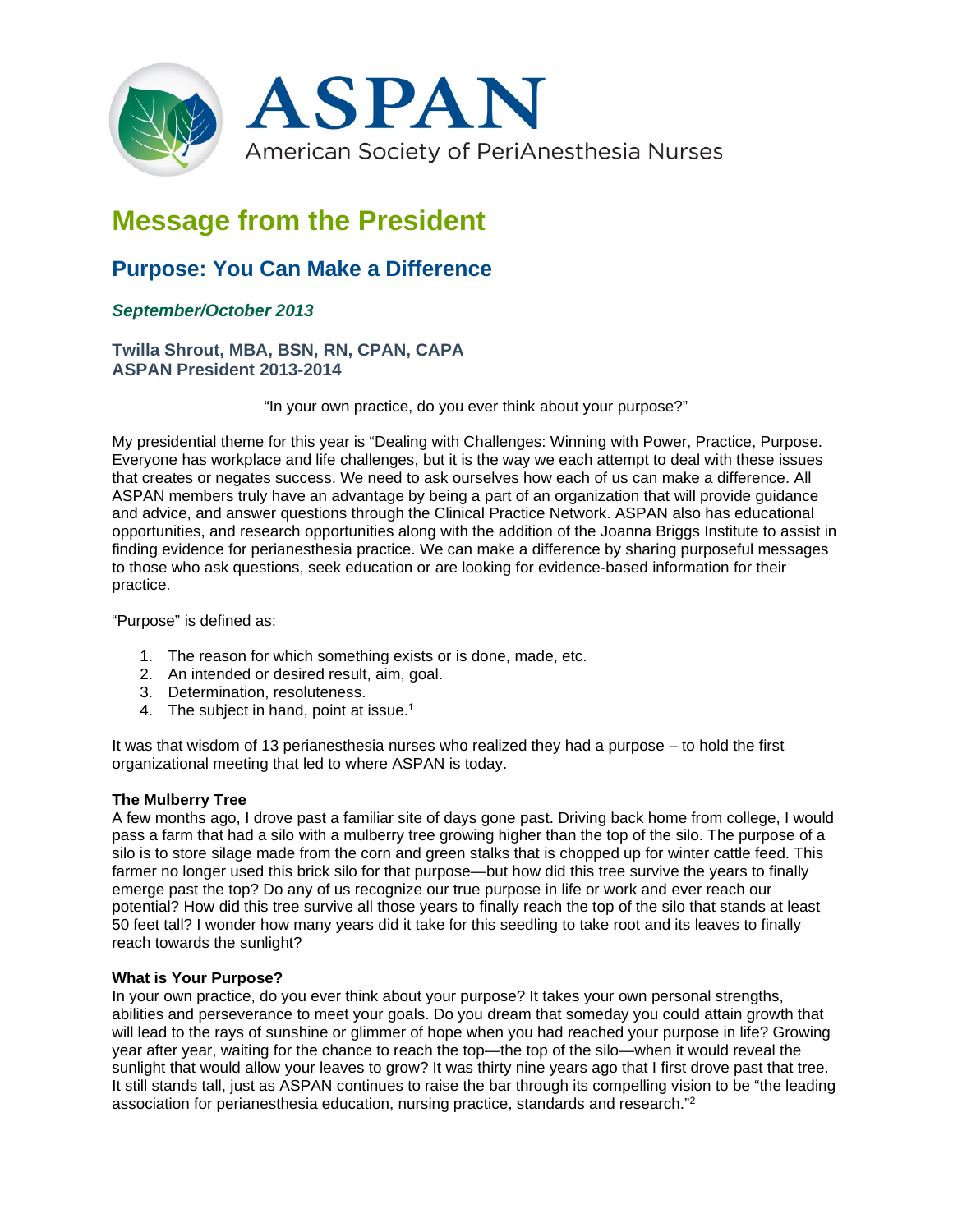ASPAN

American Society of PeriAnesthesia Nurses

# Message from the President

## Purpose: You Can Make a Difference

*September/October 2013*

**Twilla Shrout, MBA, BSN, RN, CPAN, CAPA**
**ASPAN President 2013-2014**

"In your own practice, do you ever think about your purpose?"

My presidential theme for this year is "Dealing with Challenges: Winning with Power, Practice, Purpose. Everyone has workplace and life challenges, but it is the way we each attempt to deal with these issues that creates or negates success. We need to ask ourselves how each of us can make a difference. All ASPAN members truly have an advantage by being a part of an organization that will provide guidance and advice, and answer questions through the Clinical Practice Network. ASPAN also has educational opportunities, and research opportunities along with the addition of the Joanna Briggs Institute to assist in finding evidence for perianesthesia practice. We can make a difference by sharing purposeful messages to those who ask questions, seek education or are looking for evidence-based information for their practice.

"Purpose" is defined as:

1. The reason for which something exists or is done, made, etc.
2. An intended or desired result, aim, goal.
3. Determination, resoluteness.
4. The subject in hand, point at issue.[1]

It was that wisdom of 13 perianesthesia nurses who realized they had a purpose – to hold the first organizational meeting that led to where ASPAN is today.

**The Mulberry Tree**

A few months ago, I drove past a familiar site of days gone past. Driving back home from college, I would pass a farm that had a silo with a mulberry tree growing higher than the top of the silo. The purpose of a silo is to store silage made from the corn and green stalks that is chopped up for winter cattle feed. This farmer no longer used this brick silo for that purpose—but how did this tree survive the years to finally emerge past the top? Do any of us recognize our true purpose in life or work and ever reach our potential? How did this tree survive all those years to finally reach the top of the silo that stands at least 50 feet tall? I wonder how many years did it take for this seedling to take root and its leaves to finally reach towards the sunlight?

**What is Your Purpose?**

In your own practice, do you ever think about your purpose? It takes your own personal strengths, abilities and perseverance to meet your goals. Do you dream that someday you could attain growth that will lead to the rays of sunshine or glimmer of hope when you had reached your purpose in life? Growing year after year, waiting for the chance to reach the top—the top of the silo—when it would reveal the sunlight that would allow your leaves to grow? It was thirty nine years ago that I first drove past that tree. It still stands tall, just as ASPAN continues to raise the bar through its compelling vision to be "the leading association for perianesthesia education, nursing practice, standards and research."[2]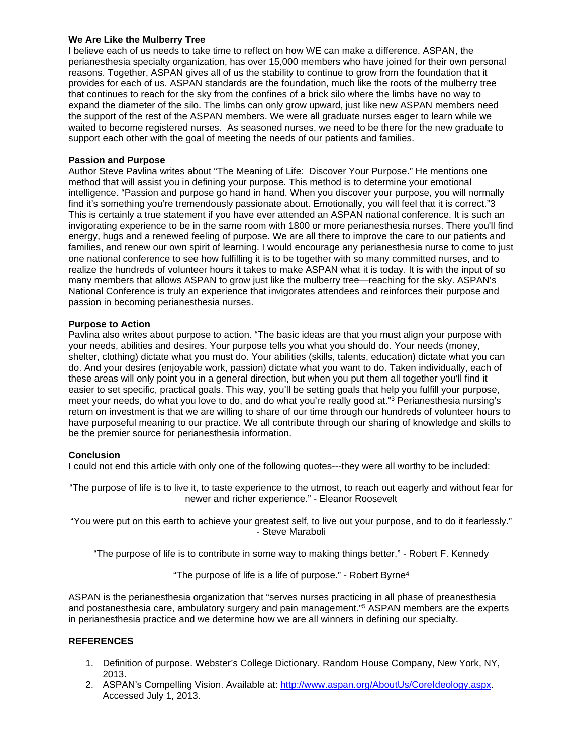**We Are Like the Mulberry Tree**

I believe each of us needs to take time to reflect on how WE can make a difference. ASPAN, the perianesthesia specialty organization, has over 15,000 members who have joined for their own personal reasons. Together, ASPAN gives all of us the stability to continue to grow from the foundation that it provides for each of us. ASPAN standards are the foundation, much like the roots of the mulberry tree that continues to reach for the sky from the confines of a brick silo where the limbs have no way to expand the diameter of the silo. The limbs can only grow upward, just like new ASPAN members need the support of the rest of the ASPAN members. We were all graduate nurses eager to learn while we waited to become registered nurses. As seasoned nurses, we need to be there for the new graduate to support each other with the goal of meeting the needs of our patients and families.

**Passion and Purpose**

Author Steve Pavlina writes about "The Meaning of Life: Discover Your Purpose." He mentions one method that will assist you in defining your purpose. This method is to determine your emotional intelligence. "Passion and purpose go hand in hand. When you discover your purpose, you will normally find it's something you're tremendously passionate about. Emotionally, you will feel that it is correct."3 This is certainly a true statement if you have ever attended an ASPAN national conference. It is such an invigorating experience to be in the same room with 1800 or more perianesthesia nurses. There you'll find energy, hugs and a renewed feeling of purpose. We are all there to improve the care to our patients and families, and renew our own spirit of learning. I would encourage any perianesthesia nurse to come to just one national conference to see how fulfilling it is to be together with so many committed nurses, and to realize the hundreds of volunteer hours it takes to make ASPAN what it is today. It is with the input of so many members that allows ASPAN to grow just like the mulberry tree—reaching for the sky. ASPAN's National Conference is truly an experience that invigorates attendees and reinforces their purpose and passion in becoming perianesthesia nurses.

**Purpose to Action**

Pavlina also writes about purpose to action. "The basic ideas are that you must align your purpose with your needs, abilities and desires. Your purpose tells you what you should do. Your needs (money, shelter, clothing) dictate what you must do. Your abilities (skills, talents, education) dictate what you can do. And your desires (enjoyable work, passion) dictate what you want to do. Taken individually, each of these areas will only point you in a general direction, but when you put them all together you'll find it easier to set specific, practical goals. This way, you'll be setting goals that help you fulfill your purpose, meet your needs, do what you love to do, and do what you're really good at."[3] Perianesthesia nursing's return on investment is that we are willing to share of our time through our hundreds of volunteer hours to have purposeful meaning to our practice. We all contribute through our sharing of knowledge and skills to be the premier source for perianesthesia information.

**Conclusion**

I could not end this article with only one of the following quotes---they were all worthy to be included:

"The purpose of life is to live it, to taste experience to the utmost, to reach out eagerly and without fear for newer and richer experience." - Eleanor Roosevelt

"You were put on this earth to achieve your greatest self, to live out your purpose, and to do it fearlessly." - Steve Maraboli

"The purpose of life is to contribute in some way to making things better." - Robert F. Kennedy

"The purpose of life is a life of purpose." - Robert Byrne[4]

ASPAN is the perianesthesia organization that "serves nurses practicing in all phase of preanesthesia and postanesthesia care, ambulatory surgery and pain management."[5] ASPAN members are the experts in perianesthesia practice and we determine how we are all winners in defining our specialty.

**REFERENCES**

1. Definition of purpose. Webster's College Dictionary. Random House Company, New York, NY, 2013.
2. ASPAN's Compelling Vision. Available at: http://www.aspan.org/AboutUs/CoreIdeology.aspx. Accessed July 1, 2013.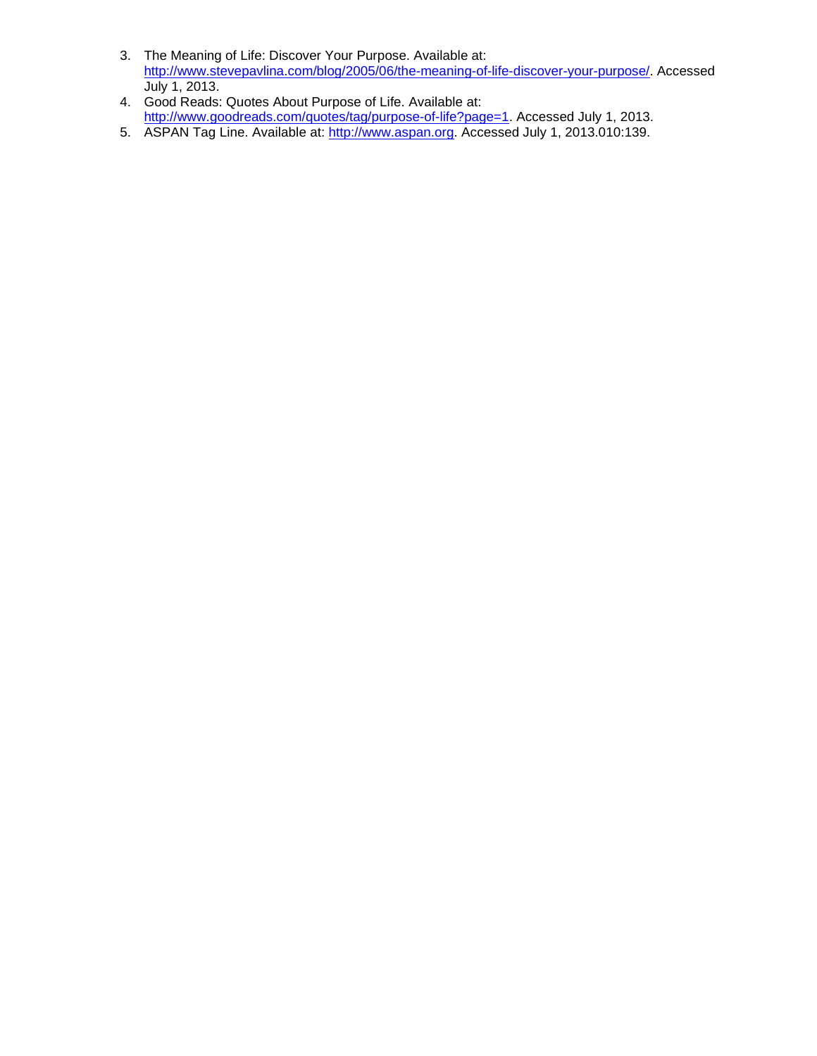3. The Meaning of Life: Discover Your Purpose. Available at: http://www.stevepavlina.com/blog/2005/06/the-meaning-of-life-discover-your-purpose/. Accessed July 1, 2013.
4. Good Reads: Quotes About Purpose of Life. Available at: http://www.goodreads.com/quotes/tag/purpose-of-life?page=1. Accessed July 1, 2013.
5. ASPAN Tag Line. Available at: http://www.aspan.org. Accessed July 1, 2013.010:139.